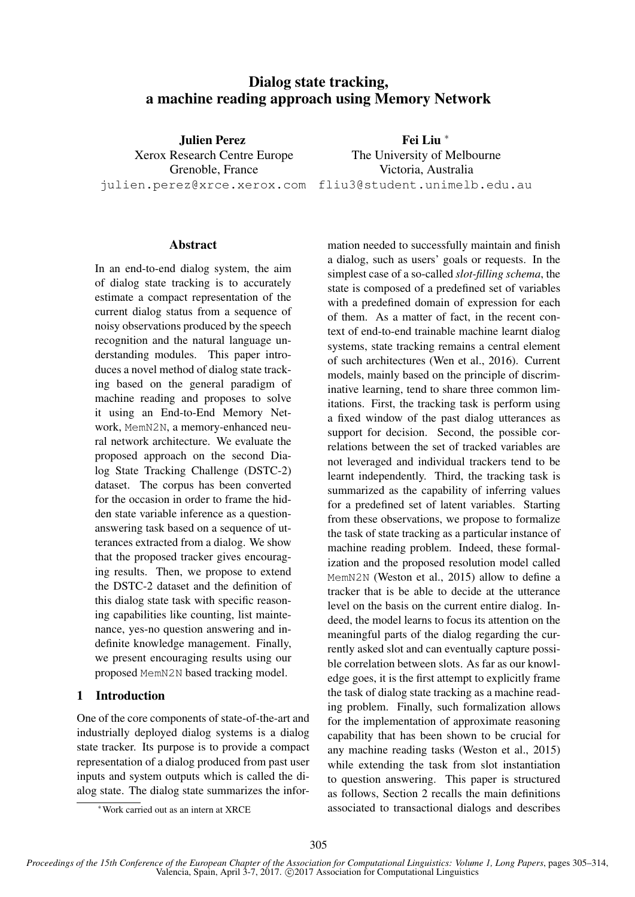# Dialog state tracking, a machine reading approach using Memory Network

**Julien Perez**
Xerox Research Centre Europe
Grenoble, France
julien.perez@xrce.xerox.com

**Fei Liu** *
The University of Melbourne
Victoria, Australia
fliu3@student.unimelb.edu.au

## Abstract

In an end-to-end dialog system, the aim of dialog state tracking is to accurately estimate a compact representation of the current dialog status from a sequence of noisy observations produced by the speech recognition and the natural language understanding modules. This paper introduces a novel method of dialog state tracking based on the general paradigm of machine reading and proposes to solve it using an End-to-End Memory Network, MemN2N, a memory-enhanced neural network architecture. We evaluate the proposed approach on the second Dialog State Tracking Challenge (DSTC-2) dataset. The corpus has been converted for the occasion in order to frame the hidden state variable inference as a question-answering task based on a sequence of utterances extracted from a dialog. We show that the proposed tracker gives encouraging results. Then, we propose to extend the DSTC-2 dataset and the definition of this dialog state task with specific reasoning capabilities like counting, list maintenance, yes-no question answering and indefinite knowledge management. Finally, we present encouraging results using our proposed MemN2N based tracking model.

## 1 Introduction

One of the core components of state-of-the-art and industrially deployed dialog systems is a dialog state tracker. Its purpose is to provide a compact representation of a dialog produced from past user inputs and system outputs which is called the dialog state. The dialog state summarizes the information needed to successfully maintain and finish a dialog, such as users' goals or requests. In the simplest case of a so-called *slot-filling schema*, the state is composed of a predefined set of variables with a predefined domain of expression for each of them. As a matter of fact, in the recent context of end-to-end trainable machine learnt dialog systems, state tracking remains a central element of such architectures (Wen et al., 2016). Current models, mainly based on the principle of discriminative learning, tend to share three common limitations. First, the tracking task is perform using a fixed window of the past dialog utterances as support for decision. Second, the possible correlations between the set of tracked variables are not leveraged and individual trackers tend to be learnt independently. Third, the tracking task is summarized as the capability of inferring values for a predefined set of latent variables. Starting from these observations, we propose to formalize the task of state tracking as a particular instance of machine reading problem. Indeed, these formalization and the proposed resolution model called MemN2N (Weston et al., 2015) allow to define a tracker that is be able to decide at the utterance level on the basis on the current entire dialog. Indeed, the model learns to focus its attention on the meaningful parts of the dialog regarding the currently asked slot and can eventually capture possible correlation between slots. As far as our knowledge goes, it is the first attempt to explicitly frame the task of dialog state tracking as a machine reading problem. Finally, such formalization allows for the implementation of approximate reasoning capability that has been shown to be crucial for any machine reading tasks (Weston et al., 2015) while extending the task from slot instantiation to question answering. This paper is structured as follows, Section 2 recalls the main definitions associated to transactional dialogs and describes

*Work carried out as an intern at XRCE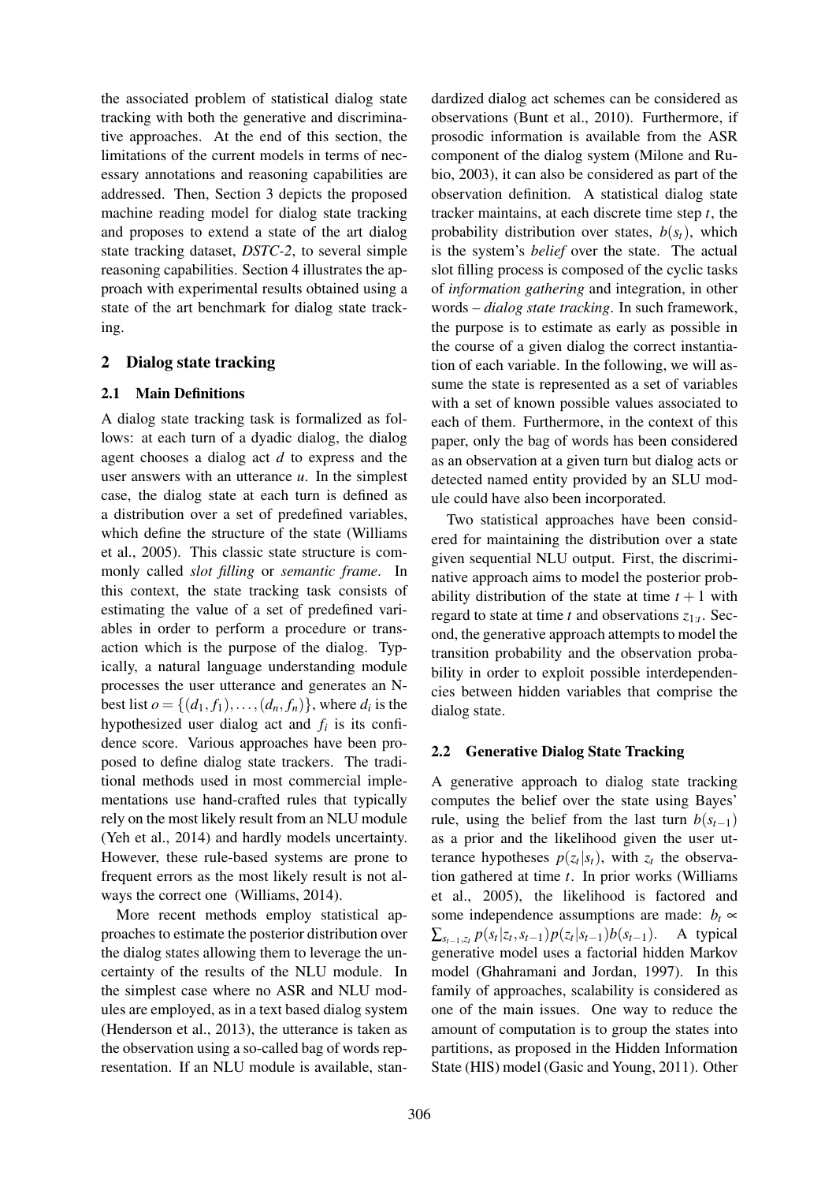the associated problem of statistical dialog state tracking with both the generative and discriminative approaches. At the end of this section, the limitations of the current models in terms of necessary annotations and reasoning capabilities are addressed. Then, Section 3 depicts the proposed machine reading model for dialog state tracking and proposes to extend a state of the art dialog state tracking dataset, *DSTC-2*, to several simple reasoning capabilities. Section 4 illustrates the approach with experimental results obtained using a state of the art benchmark for dialog state tracking.

## 2 Dialog state tracking

### 2.1 Main Definitions

A dialog state tracking task is formalized as follows: at each turn of a dyadic dialog, the dialog agent chooses a dialog act $d$ to express and the user answers with an utterance $u$. In the simplest case, the dialog state at each turn is defined as a distribution over a set of predefined variables, which define the structure of the state (Williams et al., 2005). This classic state structure is commonly called *slot filling* or *semantic frame*. In this context, the state tracking task consists of estimating the value of a set of predefined variables in order to perform a procedure or transaction which is the purpose of the dialog. Typically, a natural language understanding module processes the user utterance and generates an N-best list $o = \{(d_1, f_1), \ldots, (d_n, f_n)\}$, where $d_i$ is the hypothesized user dialog act and $f_i$ is its confidence score. Various approaches have been proposed to define dialog state trackers. The traditional methods used in most commercial implementations use hand-crafted rules that typically rely on the most likely result from an NLU module (Yeh et al., 2014) and hardly models uncertainty. However, these rule-based systems are prone to frequent errors as the most likely result is not always the correct one (Williams, 2014).

More recent methods employ statistical approaches to estimate the posterior distribution over the dialog states allowing them to leverage the uncertainty of the results of the NLU module. In the simplest case where no ASR and NLU modules are employed, as in a text based dialog system (Henderson et al., 2013), the utterance is taken as the observation using a so-called bag of words representation. If an NLU module is available, standardized dialog act schemes can be considered as observations (Bunt et al., 2010). Furthermore, if prosodic information is available from the ASR component of the dialog system (Milone and Rubio, 2003), it can also be considered as part of the observation definition. A statistical dialog state tracker maintains, at each discrete time step $t$, the probability distribution over states, $b(s_t)$, which is the system's *belief* over the state. The actual slot filling process is composed of the cyclic tasks of *information gathering* and integration, in other words – *dialog state tracking*. In such framework, the purpose is to estimate as early as possible in the course of a given dialog the correct instantiation of each variable. In the following, we will assume the state is represented as a set of variables with a set of known possible values associated to each of them. Furthermore, in the context of this paper, only the bag of words has been considered as an observation at a given turn but dialog acts or detected named entity provided by an SLU module could have also been incorporated.

Two statistical approaches have been considered for maintaining the distribution over a state given sequential NLU output. First, the discriminative approach aims to model the posterior probability distribution of the state at time $t+1$ with regard to state at time $t$ and observations $z_{1:t}$. Second, the generative approach attempts to model the transition probability and the observation probability in order to exploit possible interdependencies between hidden variables that comprise the dialog state.

### 2.2 Generative Dialog State Tracking

A generative approach to dialog state tracking computes the belief over the state using Bayes' rule, using the belief from the last turn $b(s_{t-1})$ as a prior and the likelihood given the user utterance hypotheses $p(z_t|s_t)$, with $z_t$ the observation gathered at time $t$. In prior works (Williams et al., 2005), the likelihood is factored and some independence assumptions are made: $b_t \propto \sum_{s_{t-1}, z_t} p(s_t|z_t, s_{t-1}) p(z_t|s_{t-1}) b(s_{t-1})$. A typical generative model uses a factorial hidden Markov model (Ghahramani and Jordan, 1997). In this family of approaches, scalability is considered as one of the main issues. One way to reduce the amount of computation is to group the states into partitions, as proposed in the Hidden Information State (HIS) model (Gasic and Young, 2011). Other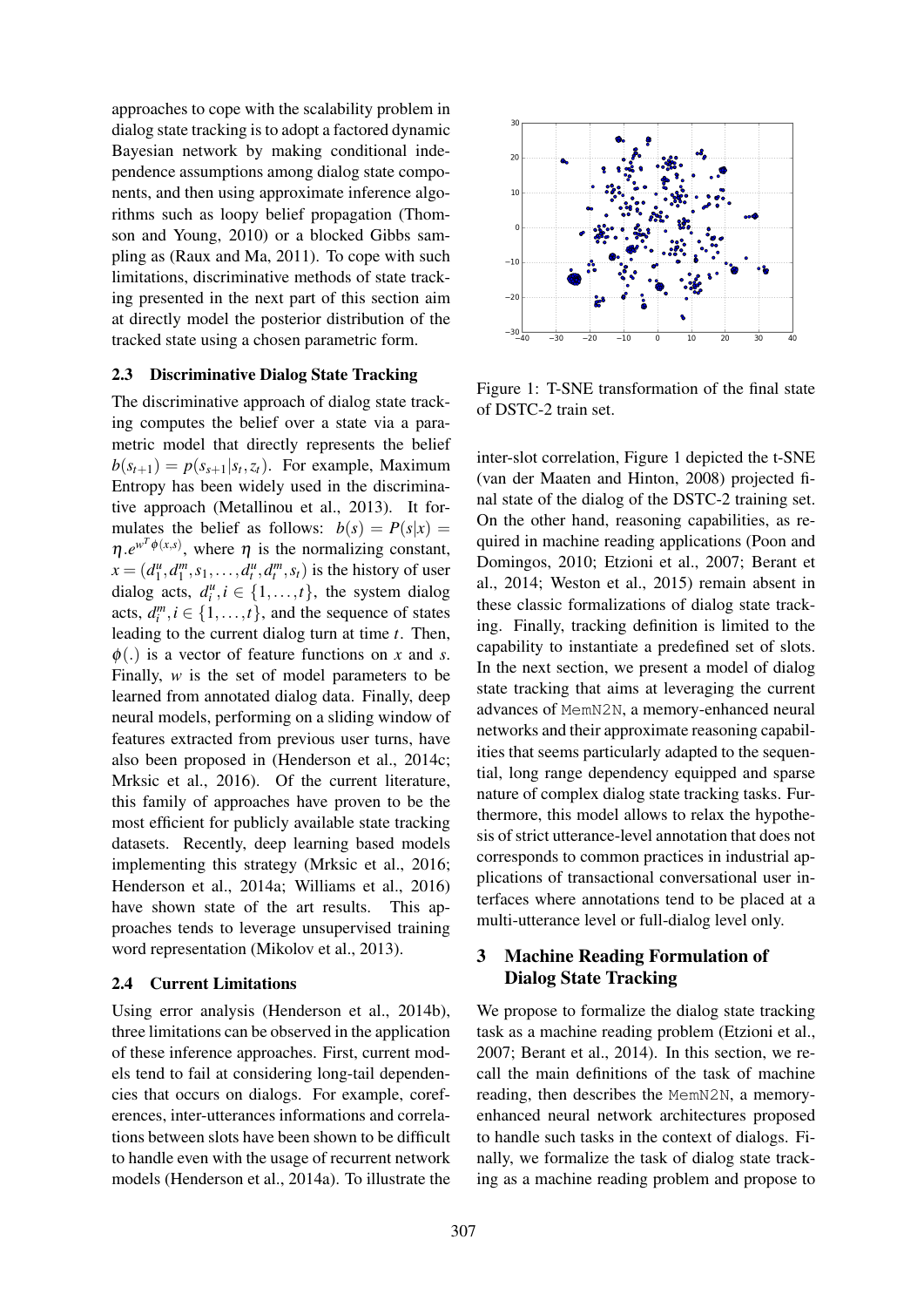approaches to cope with the scalability problem in dialog state tracking is to adopt a factored dynamic Bayesian network by making conditional independence assumptions among dialog state components, and then using approximate inference algorithms such as loopy belief propagation (Thomson and Young, 2010) or a blocked Gibbs sampling as (Raux and Ma, 2011). To cope with such limitations, discriminative methods of state tracking presented in the next part of this section aim at directly model the posterior distribution of the tracked state using a chosen parametric form.

### 2.3 Discriminative Dialog State Tracking

The discriminative approach of dialog state tracking computes the belief over a state via a parametric model that directly represents the belief $b(s_{t+1}) = p(s_{s+1}|s_t, z_t)$. For example, Maximum Entropy has been widely used in the discriminative approach (Metallinou et al., 2013). It formulates the belief as follows: $b(s) = P(s|x) = \eta . e^{w^T \phi(x,s)}$, where $\eta$ is the normalizing constant, $x = (d_1^u, d_1^m, s_1, \ldots, d_t^u, d_t^m, s_t)$ is the history of user dialog acts, $d_i^u, i \in \{1, \ldots, t\}$, the system dialog acts, $d_i^m, i \in \{1, \ldots, t\}$, and the sequence of states leading to the current dialog turn at time $t$. Then, $\phi(.)$ is a vector of feature functions on $x$ and $s$. Finally, $w$ is the set of model parameters to be learned from annotated dialog data. Finally, deep neural models, performing on a sliding window of features extracted from previous user turns, have also been proposed in (Henderson et al., 2014c; Mrksic et al., 2016). Of the current literature, this family of approaches have proven to be the most efficient for publicly available state tracking datasets. Recently, deep learning based models implementing this strategy (Mrksic et al., 2016; Henderson et al., 2014a; Williams et al., 2016) have shown state of the art results. This approaches tends to leverage unsupervised training word representation (Mikolov et al., 2013).

### 2.4 Current Limitations

Using error analysis (Henderson et al., 2014b), three limitations can be observed in the application of these inference approaches. First, current models tend to fail at considering long-tail dependencies that occurs on dialogs. For example, coreferences, inter-utterances informations and correlations between slots have been shown to be difficult to handle even with the usage of recurrent network models (Henderson et al., 2014a). To illustrate the inter-slot correlation, Figure 1 depicted the t-SNE (van der Maaten and Hinton, 2008) projected final state of the dialog of the DSTC-2 training set. On the other hand, reasoning capabilities, as required in machine reading applications (Poon and Domingos, 2010; Etzioni et al., 2007; Berant et al., 2014; Weston et al., 2015) remain absent in these classic formalizations of dialog state tracking. Finally, tracking definition is limited to the capability to instantiate a predefined set of slots. In the next section, we present a model of dialog state tracking that aims at leveraging the current advances of MemN2N, a memory-enhanced neural networks and their approximate reasoning capabilities that seems particularly adapted to the sequential, long range dependency equipped and sparse nature of complex dialog state tracking tasks. Furthermore, this model allows to relax the hypothesis of strict utterance-level annotation that does not corresponds to common practices in industrial applications of transactional conversational user interfaces where annotations tend to be placed at a multi-utterance level or full-dialog level only.

Figure 1: T-SNE transformation of the final state of DSTC-2 train set.

## 3 Machine Reading Formulation of Dialog State Tracking

We propose to formalize the dialog state tracking task as a machine reading problem (Etzioni et al., 2007; Berant et al., 2014). In this section, we recall the main definitions of the task of machine reading, then describes the MemN2N, a memory-enhanced neural network architectures proposed to handle such tasks in the context of dialogs. Finally, we formalize the task of dialog state tracking as a machine reading problem and propose to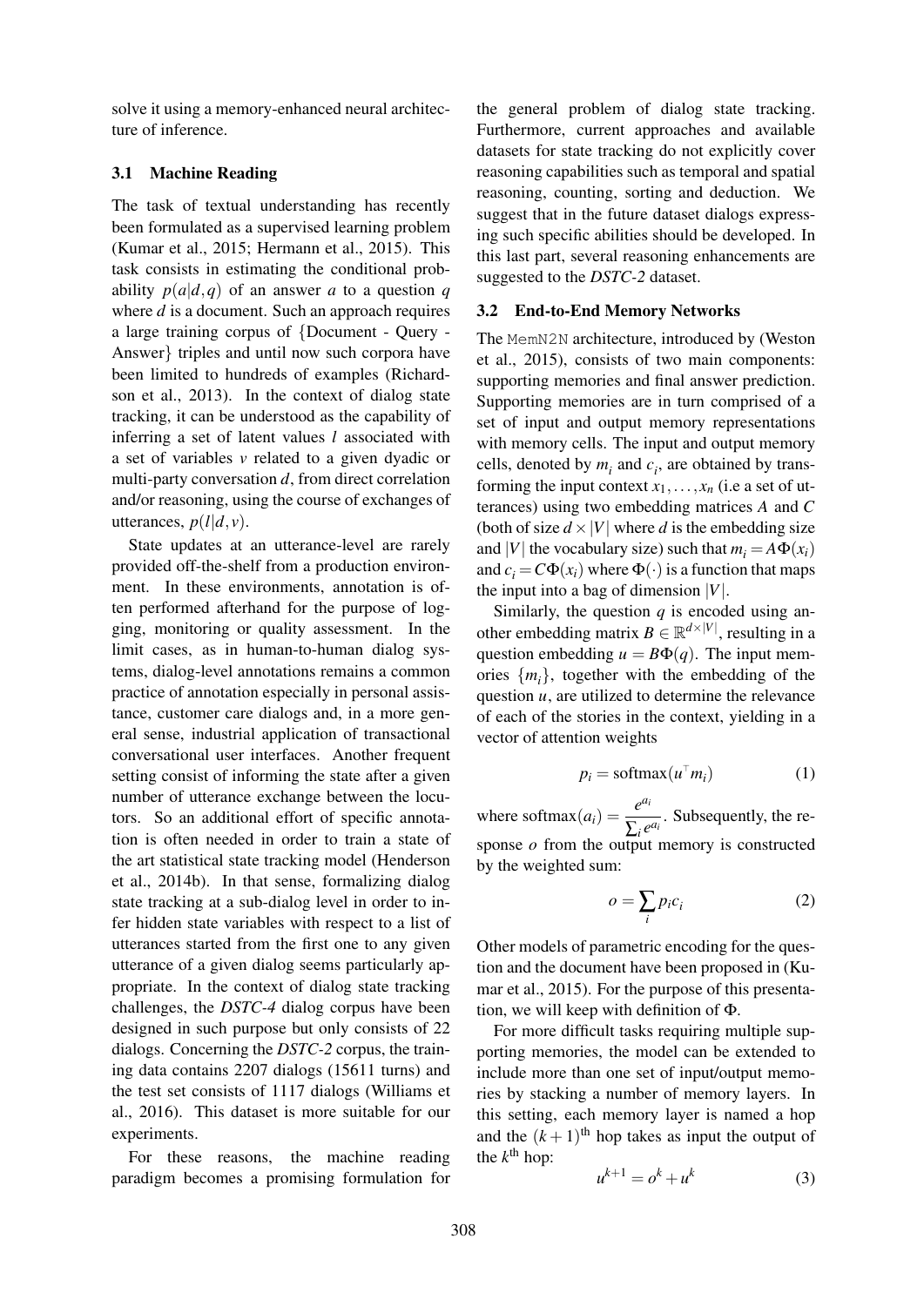solve it using a memory-enhanced neural architecture of inference.

### 3.1 Machine Reading

The task of textual understanding has recently been formulated as a supervised learning problem (Kumar et al., 2015; Hermann et al., 2015). This task consists in estimating the conditional probability $p(a|d,q)$ of an answer $a$ to a question $q$ where $d$ is a document. Such an approach requires a large training corpus of {Document - Query - Answer} triples and until now such corpora have been limited to hundreds of examples (Richardson et al., 2013). In the context of dialog state tracking, it can be understood as the capability of inferring a set of latent values $l$ associated with a set of variables $v$ related to a given dyadic or multi-party conversation $d$, from direct correlation and/or reasoning, using the course of exchanges of utterances, $p(l|d,v)$.

State updates at an utterance-level are rarely provided off-the-shelf from a production environment. In these environments, annotation is often performed afterhand for the purpose of logging, monitoring or quality assessment. In the limit cases, as in human-to-human dialog systems, dialog-level annotations remains a common practice of annotation especially in personal assistance, customer care dialogs and, in a more general sense, industrial application of transactional conversational user interfaces. Another frequent setting consist of informing the state after a given number of utterance exchange between the locutors. So an additional effort of specific annotation is often needed in order to train a state of the art statistical state tracking model (Henderson et al., 2014b). In that sense, formalizing dialog state tracking at a sub-dialog level in order to infer hidden state variables with respect to a list of utterances started from the first one to any given utterance of a given dialog seems particularly appropriate. In the context of dialog state tracking challenges, the *DSTC-4* dialog corpus have been designed in such purpose but only consists of 22 dialogs. Concerning the *DSTC-2* corpus, the training data contains 2207 dialogs (15611 turns) and the test set consists of 1117 dialogs (Williams et al., 2016). This dataset is more suitable for our experiments.

For these reasons, the machine reading paradigm becomes a promising formulation for the general problem of dialog state tracking. Furthermore, current approaches and available datasets for state tracking do not explicitly cover reasoning capabilities such as temporal and spatial reasoning, counting, sorting and deduction. We suggest that in the future dataset dialogs expressing such specific abilities should be developed. In this last part, several reasoning enhancements are suggested to the *DSTC-2* dataset.

### 3.2 End-to-End Memory Networks

The `MemN2N` architecture, introduced by (Weston et al., 2015), consists of two main components: supporting memories and final answer prediction. Supporting memories are in turn comprised of a set of input and output memory representations with memory cells. The input and output memory cells, denoted by $m_i$ and $c_i$, are obtained by transforming the input context $x_1, \ldots, x_n$ (i.e a set of utterances) using two embedding matrices $A$ and $C$ (both of size $d \times |V|$ where $d$ is the embedding size and $|V|$ the vocabulary size) such that $m_i = A\Phi(x_i)$ and $c_i = C\Phi(x_i)$ where $\Phi(\cdot)$ is a function that maps the input into a bag of dimension $|V|$.

Similarly, the question $q$ is encoded using another embedding matrix $B \in \mathbb{R}^{d \times |V|}$, resulting in a question embedding $u = B\Phi(q)$. The input memories $\{m_i\}$, together with the embedding of the question $u$, are utilized to determine the relevance of each of the stories in the context, yielding in a vector of attention weights

$$p_i = \text{softmax}(u^\top m_i) \tag{1}$$

where $\text{softmax}(a_i) = \dfrac{e^{a_i}}{\sum_i e^{a_i}}$. Subsequently, the response $o$ from the output memory is constructed by the weighted sum:

$$o = \sum_i p_i c_i \tag{2}$$

Other models of parametric encoding for the question and the document have been proposed in (Kumar et al., 2015). For the purpose of this presentation, we will keep with definition of $\Phi$.

For more difficult tasks requiring multiple supporting memories, the model can be extended to include more than one set of input/output memories by stacking a number of memory layers. In this setting, each memory layer is named a hop and the $(k+1)^{\text{th}}$ hop takes as input the output of the $k^{\text{th}}$ hop:

$$u^{k+1} = o^k + u^k \tag{3}$$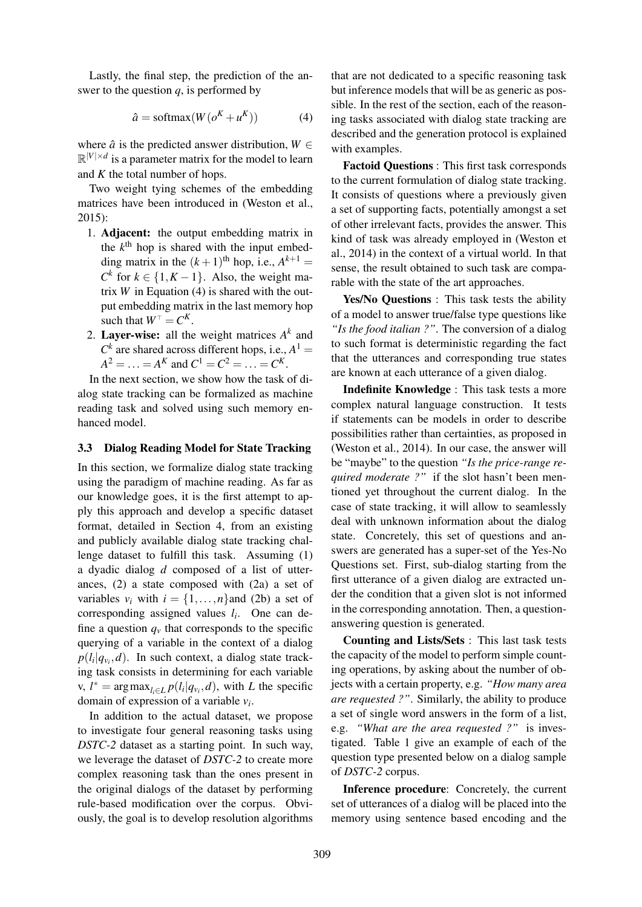Lastly, the final step, the prediction of the answer to the question $q$, is performed by

$$\hat{a} = \text{softmax}(W(o^K + u^K)) \quad (4)$$

where $\hat{a}$ is the predicted answer distribution, $W \in \mathbb{R}^{|V| \times d}$ is a parameter matrix for the model to learn and $K$ the total number of hops.

Two weight tying schemes of the embedding matrices have been introduced in (Weston et al., 2015):

1. **Adjacent:** the output embedding matrix in the $k^{\text{th}}$ hop is shared with the input embedding matrix in the $(k+1)^{\text{th}}$ hop, i.e., $A^{k+1} = C^k$ for $k \in \{1, K-1\}$. Also, the weight matrix $W$ in Equation (4) is shared with the output embedding matrix in the last memory hop such that $W^\top = C^K$.
2. **Layer-wise:** all the weight matrices $A^k$ and $C^k$ are shared across different hops, i.e., $A^1 = A^2 = \ldots = A^K$ and $C^1 = C^2 = \ldots = C^K$.

In the next section, we show how the task of dialog state tracking can be formalized as machine reading task and solved using such memory enhanced model.

### 3.3 Dialog Reading Model for State Tracking

In this section, we formalize dialog state tracking using the paradigm of machine reading. As far as our knowledge goes, it is the first attempt to apply this approach and develop a specific dataset format, detailed in Section 4, from an existing and publicly available dialog state tracking challenge dataset to fulfill this task. Assuming (1) a dyadic dialog $d$ composed of a list of utterances, (2) a state composed with (2a) a set of variables $v_i$ with $i = \{1, \ldots, n\}$and (2b) a set of corresponding assigned values $l_i$. One can define a question $q_v$ that corresponds to the specific querying of a variable in the context of a dialog $p(l_i | q_{v_i}, d)$. In such context, a dialog state tracking task consists in determining for each variable v, $l^* = \arg\max_{l_i \in L} p(l_i | q_{v_i}, d)$, with $L$ the specific domain of expression of a variable $v_i$.

In addition to the actual dataset, we propose to investigate four general reasoning tasks using *DSTC-2* dataset as a starting point. In such way, we leverage the dataset of *DSTC-2* to create more complex reasoning task than the ones present in the original dialogs of the dataset by performing rule-based modification over the corpus. Obviously, the goal is to develop resolution algorithms that are not dedicated to a specific reasoning task but inference models that will be as generic as possible. In the rest of the section, each of the reasoning tasks associated with dialog state tracking are described and the generation protocol is explained with examples.

**Factoid Questions** : This first task corresponds to the current formulation of dialog state tracking. It consists of questions where a previously given a set of supporting facts, potentially amongst a set of other irrelevant facts, provides the answer. This kind of task was already employed in (Weston et al., 2014) in the context of a virtual world. In that sense, the result obtained to such task are comparable with the state of the art approaches.

**Yes/No Questions** : This task tests the ability of a model to answer true/false type questions like *"Is the food italian ?"*. The conversion of a dialog to such format is deterministic regarding the fact that the utterances and corresponding true states are known at each utterance of a given dialog.

**Indefinite Knowledge** : This task tests a more complex natural language construction. It tests if statements can be models in order to describe possibilities rather than certainties, as proposed in (Weston et al., 2014). In our case, the answer will be "maybe" to the question *"Is the price-range required moderate ?"* if the slot hasn't been mentioned yet throughout the current dialog. In the case of state tracking, it will allow to seamlessly deal with unknown information about the dialog state. Concretely, this set of questions and answers are generated has a super-set of the Yes-No Questions set. First, sub-dialog starting from the first utterance of a given dialog are extracted under the condition that a given slot is not informed in the corresponding annotation. Then, a question-answering question is generated.

**Counting and Lists/Sets** : This last task tests the capacity of the model to perform simple counting operations, by asking about the number of objects with a certain property, e.g. *"How many area are requested ?"*. Similarly, the ability to produce a set of single word answers in the form of a list, e.g. *"What are the area requested ?"* is investigated. Table 1 give an example of each of the question type presented below on a dialog sample of *DSTC-2* corpus.

**Inference procedure**: Concretely, the current set of utterances of a dialog will be placed into the memory using sentence based encoding and the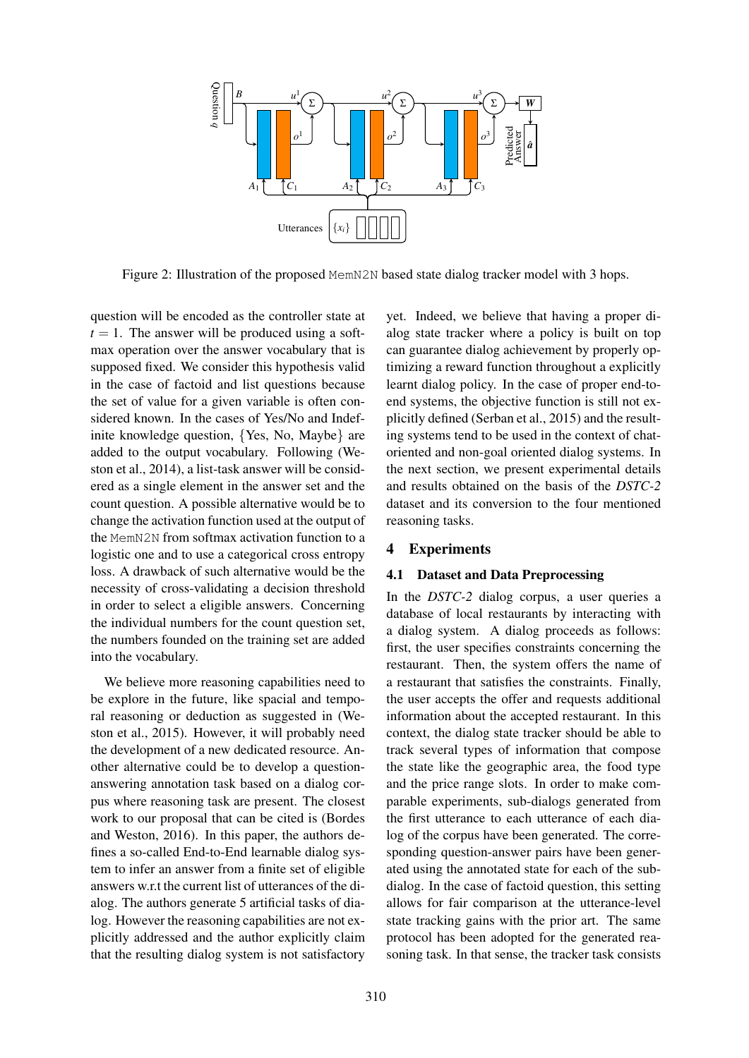Figure 2: Illustration of the proposed MemN2N based state dialog tracker model with 3 hops.

question will be encoded as the controller state at $t = 1$. The answer will be produced using a softmax operation over the answer vocabulary that is supposed fixed. We consider this hypothesis valid in the case of factoid and list questions because the set of value for a given variable is often considered known. In the cases of Yes/No and Indefinite knowledge question, {Yes, No, Maybe} are added to the output vocabulary. Following (Weston et al., 2014), a list-task answer will be considered as a single element in the answer set and the count question. A possible alternative would be to change the activation function used at the output of the MemN2N from softmax activation function to a logistic one and to use a categorical cross entropy loss. A drawback of such alternative would be the necessity of cross-validating a decision threshold in order to select a eligible answers. Concerning the individual numbers for the count question set, the numbers founded on the training set are added into the vocabulary.

We believe more reasoning capabilities need to be explore in the future, like spacial and temporal reasoning or deduction as suggested in (Weston et al., 2015). However, it will probably need the development of a new dedicated resource. Another alternative could be to develop a question-answering annotation task based on a dialog corpus where reasoning task are present. The closest work to our proposal that can be cited is (Bordes and Weston, 2016). In this paper, the authors defines a so-called End-to-End learnable dialog system to infer an answer from a finite set of eligible answers w.r.t the current list of utterances of the dialog. The authors generate 5 artificial tasks of dialog. However the reasoning capabilities are not explicitly addressed and the author explicitly claim that the resulting dialog system is not satisfactory yet. Indeed, we believe that having a proper dialog state tracker where a policy is built on top can guarantee dialog achievement by properly optimizing a reward function throughout a explicitly learnt dialog policy. In the case of proper end-to-end systems, the objective function is still not explicitly defined (Serban et al., 2015) and the resulting systems tend to be used in the context of chat-oriented and non-goal oriented dialog systems. In the next section, we present experimental details and results obtained on the basis of the *DSTC-2* dataset and its conversion to the four mentioned reasoning tasks.

## 4 Experiments

### 4.1 Dataset and Data Preprocessing

In the *DSTC-2* dialog corpus, a user queries a database of local restaurants by interacting with a dialog system. A dialog proceeds as follows: first, the user specifies constraints concerning the restaurant. Then, the system offers the name of a restaurant that satisfies the constraints. Finally, the user accepts the offer and requests additional information about the accepted restaurant. In this context, the dialog state tracker should be able to track several types of information that compose the state like the geographic area, the food type and the price range slots. In order to make comparable experiments, sub-dialogs generated from the first utterance to each utterance of each dialog of the corpus have been generated. The corresponding question-answer pairs have been generated using the annotated state for each of the sub-dialog. In the case of factoid question, this setting allows for fair comparison at the utterance-level state tracking gains with the prior art. The same protocol has been adopted for the generated reasoning task. In that sense, the tracker task consists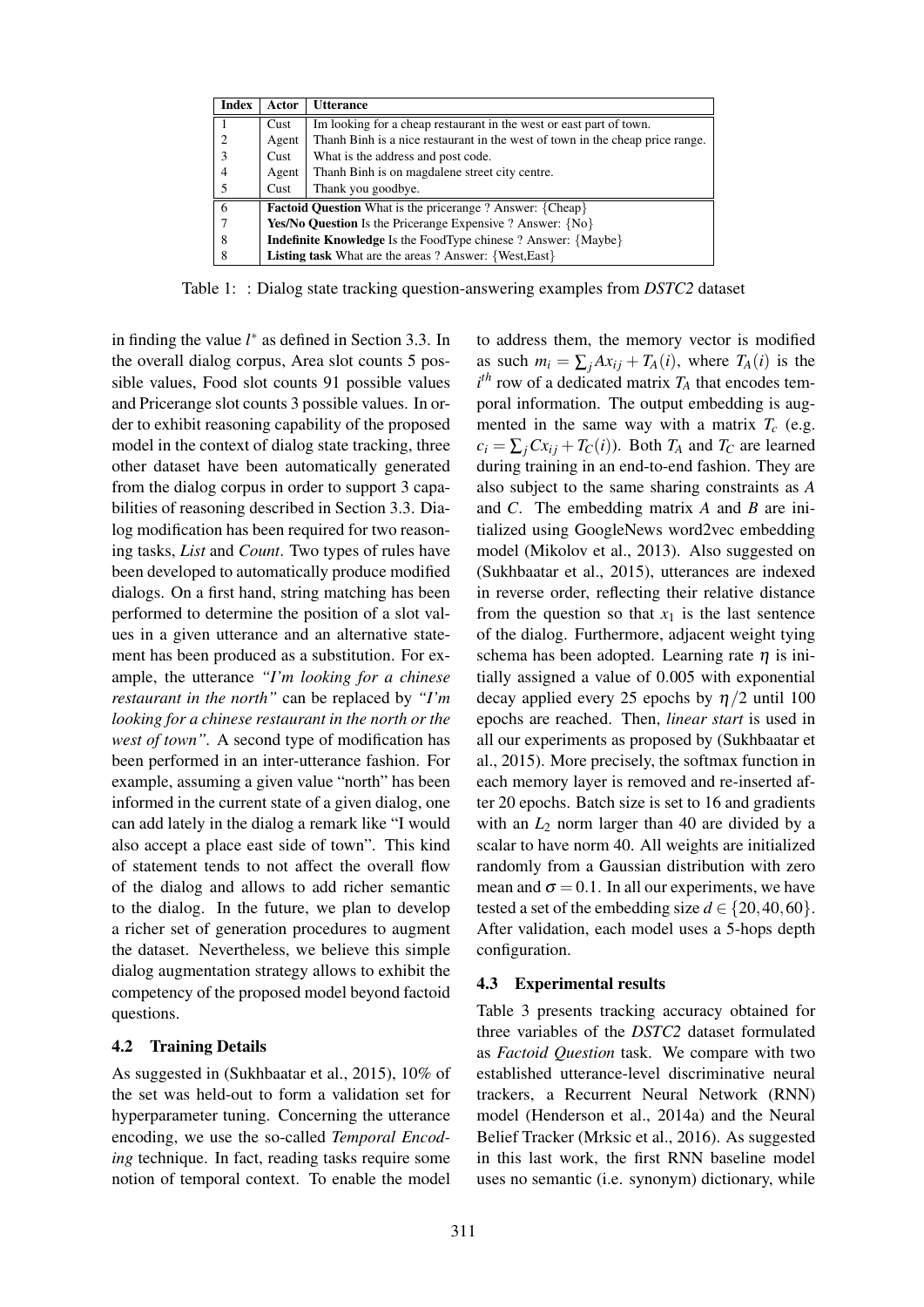| Index | Actor | Utterance |
|---|---|---|
| 1 | Cust | Im looking for a cheap restaurant in the west or east part of town. |
| 2 | Agent | Thanh Binh is a nice restaurant in the west of town in the cheap price range. |
| 3 | Cust | What is the address and post code. |
| 4 | Agent | Thanh Binh is on magdalene street city centre. |
| 5 | Cust | Thank you goodbye. |
| 6 | **Factoid Question** What is the pricerange ? Answer: {Cheap} | |
| 7 | **Yes/No Question** Is the Pricerange Expensive ? Answer: {No} | |
| 8 | **Indefinite Knowledge** Is the FoodType chinese ? Answer: {Maybe} | |
| 8 | **Listing task** What are the areas ? Answer: {West,East} | |

Table 1: : Dialog state tracking question-answering examples from *DSTC2* dataset

in finding the value $l^*$ as defined in Section 3.3. In the overall dialog corpus, Area slot counts 5 possible values, Food slot counts 91 possible values and Pricerange slot counts 3 possible values. In order to exhibit reasoning capability of the proposed model in the context of dialog state tracking, three other dataset have been automatically generated from the dialog corpus in order to support 3 capabilities of reasoning described in Section 3.3. Dialog modification has been required for two reasoning tasks, *List* and *Count*. Two types of rules have been developed to automatically produce modified dialogs. On a first hand, string matching has been performed to determine the position of a slot values in a given utterance and an alternative statement has been produced as a substitution. For example, the utterance *"I'm looking for a chinese restaurant in the north"* can be replaced by *"I'm looking for a chinese restaurant in the north or the west of town"*. A second type of modification has been performed in an inter-utterance fashion. For example, assuming a given value "north" has been informed in the current state of a given dialog, one can add lately in the dialog a remark like "I would also accept a place east side of town". This kind of statement tends to not affect the overall flow of the dialog and allows to add richer semantic to the dialog. In the future, we plan to develop a richer set of generation procedures to augment the dataset. Nevertheless, we believe this simple dialog augmentation strategy allows to exhibit the competency of the proposed model beyond factoid questions.

## 4.2 Training Details

As suggested in (Sukhbaatar et al., 2015), 10% of the set was held-out to form a validation set for hyperparameter tuning. Concerning the utterance encoding, we use the so-called *Temporal Encoding* technique. In fact, reading tasks require some notion of temporal context. To enable the model to address them, the memory vector is modified as such $m_i = \sum_j Ax_{ij} + T_A(i)$, where $T_A(i)$ is the $i^{th}$ row of a dedicated matrix $T_A$ that encodes temporal information. The output embedding is augmented in the same way with a matrix $T_c$ (e.g. $c_i = \sum_j Cx_{ij} + T_C(i)$). Both $T_A$ and $T_C$ are learned during training in an end-to-end fashion. They are also subject to the same sharing constraints as $A$ and $C$. The embedding matrix $A$ and $B$ are initialized using GoogleNews word2vec embedding model (Mikolov et al., 2013). Also suggested on (Sukhbaatar et al., 2015), utterances are indexed in reverse order, reflecting their relative distance from the question so that $x_1$ is the last sentence of the dialog. Furthermore, adjacent weight tying schema has been adopted. Learning rate $\eta$ is initially assigned a value of 0.005 with exponential decay applied every 25 epochs by $\eta/2$ until 100 epochs are reached. Then, *linear start* is used in all our experiments as proposed by (Sukhbaatar et al., 2015). More precisely, the softmax function in each memory layer is removed and re-inserted after 20 epochs. Batch size is set to 16 and gradients with an $L_2$ norm larger than 40 are divided by a scalar to have norm 40. All weights are initialized randomly from a Gaussian distribution with zero mean and $\sigma = 0.1$. In all our experiments, we have tested a set of the embedding size $d \in \{20, 40, 60\}$. After validation, each model uses a 5-hops depth configuration.

## 4.3 Experimental results

Table 3 presents tracking accuracy obtained for three variables of the *DSTC2* dataset formulated as *Factoid Question* task. We compare with two established utterance-level discriminative neural trackers, a Recurrent Neural Network (RNN) model (Henderson et al., 2014a) and the Neural Belief Tracker (Mrksic et al., 2016). As suggested in this last work, the first RNN baseline model uses no semantic (i.e. synonym) dictionary, while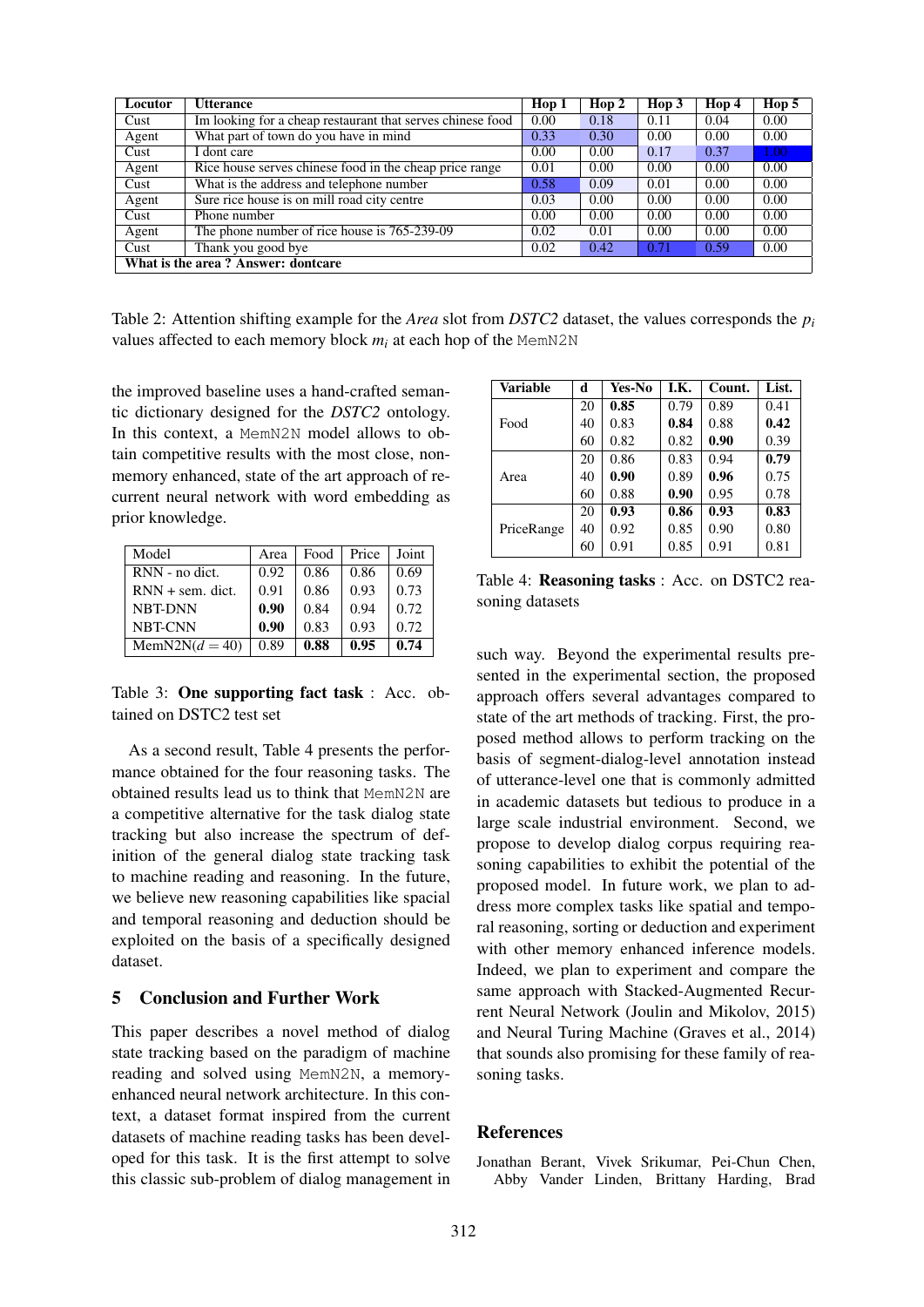| Locutor | Utterance | Hop 1 | Hop 2 | Hop 3 | Hop 4 | Hop 5 |
|---|---|---|---|---|---|---|
| Cust | Im looking for a cheap restaurant that serves chinese food | 0.00 | 0.18 | 0.11 | 0.04 | 0.00 |
| Agent | What part of town do you have in mind | 0.33 | 0.30 | 0.00 | 0.00 | 0.00 |
| Cust | I dont care | 0.00 | 0.00 | 0.17 | 0.37 | 1.00 |
| Agent | Rice house serves chinese food in the cheap price range | 0.01 | 0.00 | 0.00 | 0.00 | 0.00 |
| Cust | What is the address and telephone number | 0.58 | 0.09 | 0.01 | 0.00 | 0.00 |
| Agent | Sure rice house is on mill road city centre | 0.03 | 0.00 | 0.00 | 0.00 | 0.00 |
| Cust | Phone number | 0.00 | 0.00 | 0.00 | 0.00 | 0.00 |
| Agent | The phone number of rice house is 765-239-09 | 0.02 | 0.01 | 0.00 | 0.00 | 0.00 |
| Cust | Thank you good bye | 0.02 | 0.42 | 0.71 | 0.59 | 0.00 |
| **What is the area ? Answer: dontcare** | | | | | | |

Table 2: Attention shifting example for the *Area* slot from *DSTC2* dataset, the values corresponds the $p_i$ values affected to each memory block $m_i$ at each hop of the MemN2N

the improved baseline uses a hand-crafted semantic dictionary designed for the *DSTC2* ontology. In this context, a MemN2N model allows to obtain competitive results with the most close, non-memory enhanced, state of the art approach of recurrent neural network with word embedding as prior knowledge.

| Model | Area | Food | Price | Joint |
|---|---|---|---|---|
| RNN - no dict. | 0.92 | 0.86 | 0.86 | 0.69 |
| RNN + sem. dict. | 0.91 | 0.86 | 0.93 | 0.73 |
| NBT-DNN | **0.90** | 0.84 | 0.94 | 0.72 |
| NBT-CNN | **0.90** | 0.83 | 0.93 | 0.72 |
| MemN2N($d = 40$) | 0.89 | **0.88** | **0.95** | **0.74** |

Table 3: **One supporting fact task** : Acc. obtained on DSTC2 test set

As a second result, Table 4 presents the performance obtained for the four reasoning tasks. The obtained results lead us to think that MemN2N are a competitive alternative for the task dialog state tracking but also increase the spectrum of definition of the general dialog state tracking task to machine reading and reasoning. In the future, we believe new reasoning capabilities like spacial and temporal reasoning and deduction should be exploited on the basis of a specifically designed dataset.

## 5 Conclusion and Further Work

This paper describes a novel method of dialog state tracking based on the paradigm of machine reading and solved using MemN2N, a memory-enhanced neural network architecture. In this context, a dataset format inspired from the current datasets of machine reading tasks has been developed for this task. It is the first attempt to solve this classic sub-problem of dialog management in such way. Beyond the experimental results presented in the experimental section, the proposed approach offers several advantages compared to state of the art methods of tracking. First, the proposed method allows to perform tracking on the basis of segment-dialog-level annotation instead of utterance-level one that is commonly admitted in academic datasets but tedious to produce in a large scale industrial environment. Second, we propose to develop dialog corpus requiring reasoning capabilities to exhibit the potential of the proposed model. In future work, we plan to address more complex tasks like spatial and temporal reasoning, sorting or deduction and experiment with other memory enhanced inference models. Indeed, we plan to experiment and compare the same approach with Stacked-Augmented Recurrent Neural Network (Joulin and Mikolov, 2015) and Neural Turing Machine (Graves et al., 2014) that sounds also promising for these family of reasoning tasks.

| Variable | d | Yes-No | I.K. | Count. | List. |
|---|---|---|---|---|---|
| Food | 20 | **0.85** | 0.79 | 0.89 | 0.41 |
| | 40 | 0.83 | **0.84** | 0.88 | **0.42** |
| | 60 | 0.82 | 0.82 | **0.90** | 0.39 |
| Area | 20 | 0.86 | 0.83 | 0.94 | **0.79** |
| | 40 | **0.90** | 0.89 | **0.96** | 0.75 |
| | 60 | 0.88 | **0.90** | 0.95 | 0.78 |
| PriceRange | 20 | **0.93** | **0.86** | **0.93** | **0.83** |
| | 40 | 0.92 | 0.85 | 0.90 | 0.80 |
| | 60 | 0.91 | 0.85 | 0.91 | 0.81 |

Table 4: **Reasoning tasks** : Acc. on DSTC2 reasoning datasets

## References

Jonathan Berant, Vivek Srikumar, Pei-Chun Chen, Abby Vander Linden, Brittany Harding, Brad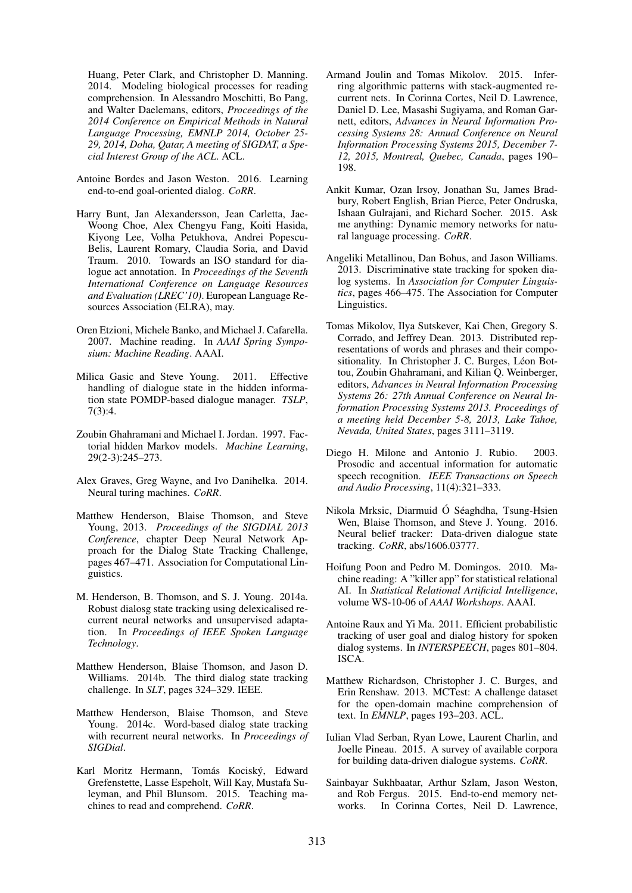Huang, Peter Clark, and Christopher D. Manning. 2014. Modeling biological processes for reading comprehension. In Alessandro Moschitti, Bo Pang, and Walter Daelemans, editors, *Proceedings of the 2014 Conference on Empirical Methods in Natural Language Processing, EMNLP 2014, October 25-29, 2014, Doha, Qatar, A meeting of SIGDAT, a Special Interest Group of the ACL*. ACL.

Antoine Bordes and Jason Weston. 2016. Learning end-to-end goal-oriented dialog. *CoRR*.

Harry Bunt, Jan Alexandersson, Jean Carletta, Jae-Woong Choe, Alex Chengyu Fang, Koiti Hasida, Kiyong Lee, Volha Petukhova, Andrei Popescu-Belis, Laurent Romary, Claudia Soria, and David Traum. 2010. Towards an ISO standard for dialogue act annotation. In *Proceedings of the Seventh International Conference on Language Resources and Evaluation (LREC'10)*. European Language Resources Association (ELRA), may.

Oren Etzioni, Michele Banko, and Michael J. Cafarella. 2007. Machine reading. In *AAAI Spring Symposium: Machine Reading*. AAAI.

Milica Gasic and Steve Young. 2011. Effective handling of dialogue state in the hidden information state POMDP-based dialogue manager. *TSLP*, 7(3):4.

Zoubin Ghahramani and Michael I. Jordan. 1997. Factorial hidden Markov models. *Machine Learning*, 29(2-3):245–273.

Alex Graves, Greg Wayne, and Ivo Danihelka. 2014. Neural turing machines. *CoRR*.

Matthew Henderson, Blaise Thomson, and Steve Young, 2013. *Proceedings of the SIGDIAL 2013 Conference*, chapter Deep Neural Network Approach for the Dialog State Tracking Challenge, pages 467–471. Association for Computational Linguistics.

M. Henderson, B. Thomson, and S. J. Young. 2014a. Robust dialosg state tracking using delexicalised recurrent neural networks and unsupervised adaptation. In *Proceedings of IEEE Spoken Language Technology*.

Matthew Henderson, Blaise Thomson, and Jason D. Williams. 2014b. The third dialog state tracking challenge. In *SLT*, pages 324–329. IEEE.

Matthew Henderson, Blaise Thomson, and Steve Young. 2014c. Word-based dialog state tracking with recurrent neural networks. In *Proceedings of SIGDial*.

Karl Moritz Hermann, Tomás Kociský, Edward Grefenstette, Lasse Espeholt, Will Kay, Mustafa Suleyman, and Phil Blunsom. 2015. Teaching machines to read and comprehend. *CoRR*.

Armand Joulin and Tomas Mikolov. 2015. Inferring algorithmic patterns with stack-augmented recurrent nets. In Corinna Cortes, Neil D. Lawrence, Daniel D. Lee, Masashi Sugiyama, and Roman Garnett, editors, *Advances in Neural Information Processing Systems 28: Annual Conference on Neural Information Processing Systems 2015, December 7-12, 2015, Montreal, Quebec, Canada*, pages 190–198.

Ankit Kumar, Ozan Irsoy, Jonathan Su, James Bradbury, Robert English, Brian Pierce, Peter Ondruska, Ishaan Gulrajani, and Richard Socher. 2015. Ask me anything: Dynamic memory networks for natural language processing. *CoRR*.

Angeliki Metallinou, Dan Bohus, and Jason Williams. 2013. Discriminative state tracking for spoken dialog systems. In *Association for Computer Linguistics*, pages 466–475. The Association for Computer Linguistics.

Tomas Mikolov, Ilya Sutskever, Kai Chen, Gregory S. Corrado, and Jeffrey Dean. 2013. Distributed representations of words and phrases and their compositionality. In Christopher J. C. Burges, Léon Bottou, Zoubin Ghahramani, and Kilian Q. Weinberger, editors, *Advances in Neural Information Processing Systems 26: 27th Annual Conference on Neural Information Processing Systems 2013. Proceedings of a meeting held December 5-8, 2013, Lake Tahoe, Nevada, United States*, pages 3111–3119.

Diego H. Milone and Antonio J. Rubio. 2003. Prosodic and accentual information for automatic speech recognition. *IEEE Transactions on Speech and Audio Processing*, 11(4):321–333.

Nikola Mrksic, Diarmuid Ó Séaghdha, Tsung-Hsien Wen, Blaise Thomson, and Steve J. Young. 2016. Neural belief tracker: Data-driven dialogue state tracking. *CoRR*, abs/1606.03777.

Hoifung Poon and Pedro M. Domingos. 2010. Machine reading: A "killer app" for statistical relational AI. In *Statistical Relational Artificial Intelligence*, volume WS-10-06 of *AAAI Workshops*. AAAI.

Antoine Raux and Yi Ma. 2011. Efficient probabilistic tracking of user goal and dialog history for spoken dialog systems. In *INTERSPEECH*, pages 801–804. ISCA.

Matthew Richardson, Christopher J. C. Burges, and Erin Renshaw. 2013. MCTest: A challenge dataset for the open-domain machine comprehension of text. In *EMNLP*, pages 193–203. ACL.

Iulian Vlad Serban, Ryan Lowe, Laurent Charlin, and Joelle Pineau. 2015. A survey of available corpora for building data-driven dialogue systems. *CoRR*.

Sainbayar Sukhbaatar, Arthur Szlam, Jason Weston, and Rob Fergus. 2015. End-to-end memory networks. In Corinna Cortes, Neil D. Lawrence,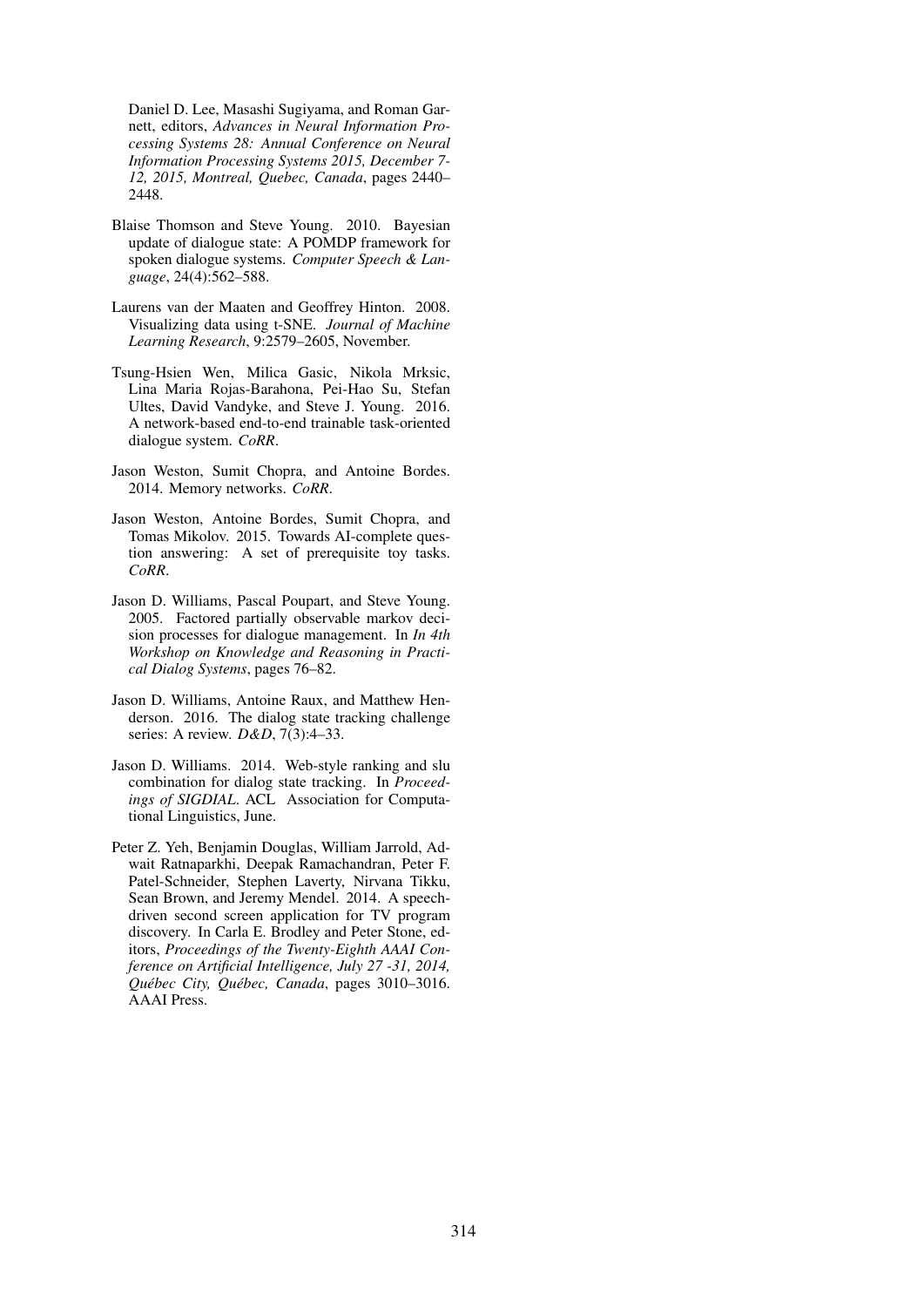Daniel D. Lee, Masashi Sugiyama, and Roman Garnett, editors, *Advances in Neural Information Processing Systems 28: Annual Conference on Neural Information Processing Systems 2015, December 7-12, 2015, Montreal, Quebec, Canada*, pages 2440–2448.

Blaise Thomson and Steve Young. 2010. Bayesian update of dialogue state: A POMDP framework for spoken dialogue systems. *Computer Speech & Language*, 24(4):562–588.

Laurens van der Maaten and Geoffrey Hinton. 2008. Visualizing data using t-SNE. *Journal of Machine Learning Research*, 9:2579–2605, November.

Tsung-Hsien Wen, Milica Gasic, Nikola Mrksic, Lina Maria Rojas-Barahona, Pei-Hao Su, Stefan Ultes, David Vandyke, and Steve J. Young. 2016. A network-based end-to-end trainable task-oriented dialogue system. *CoRR*.

Jason Weston, Sumit Chopra, and Antoine Bordes. 2014. Memory networks. *CoRR*.

Jason Weston, Antoine Bordes, Sumit Chopra, and Tomas Mikolov. 2015. Towards AI-complete question answering: A set of prerequisite toy tasks. *CoRR*.

Jason D. Williams, Pascal Poupart, and Steve Young. 2005. Factored partially observable markov decision processes for dialogue management. In *In 4th Workshop on Knowledge and Reasoning in Practical Dialog Systems*, pages 76–82.

Jason D. Williams, Antoine Raux, and Matthew Henderson. 2016. The dialog state tracking challenge series: A review. *D&D*, 7(3):4–33.

Jason D. Williams. 2014. Web-style ranking and slu combination for dialog state tracking. In *Proceedings of SIGDIAL*. ACL Association for Computational Linguistics, June.

Peter Z. Yeh, Benjamin Douglas, William Jarrold, Adwait Ratnaparkhi, Deepak Ramachandran, Peter F. Patel-Schneider, Stephen Laverty, Nirvana Tikku, Sean Brown, and Jeremy Mendel. 2014. A speech-driven second screen application for TV program discovery. In Carla E. Brodley and Peter Stone, editors, *Proceedings of the Twenty-Eighth AAAI Conference on Artificial Intelligence, July 27 -31, 2014, Québec City, Québec, Canada*, pages 3010–3016. AAAI Press.